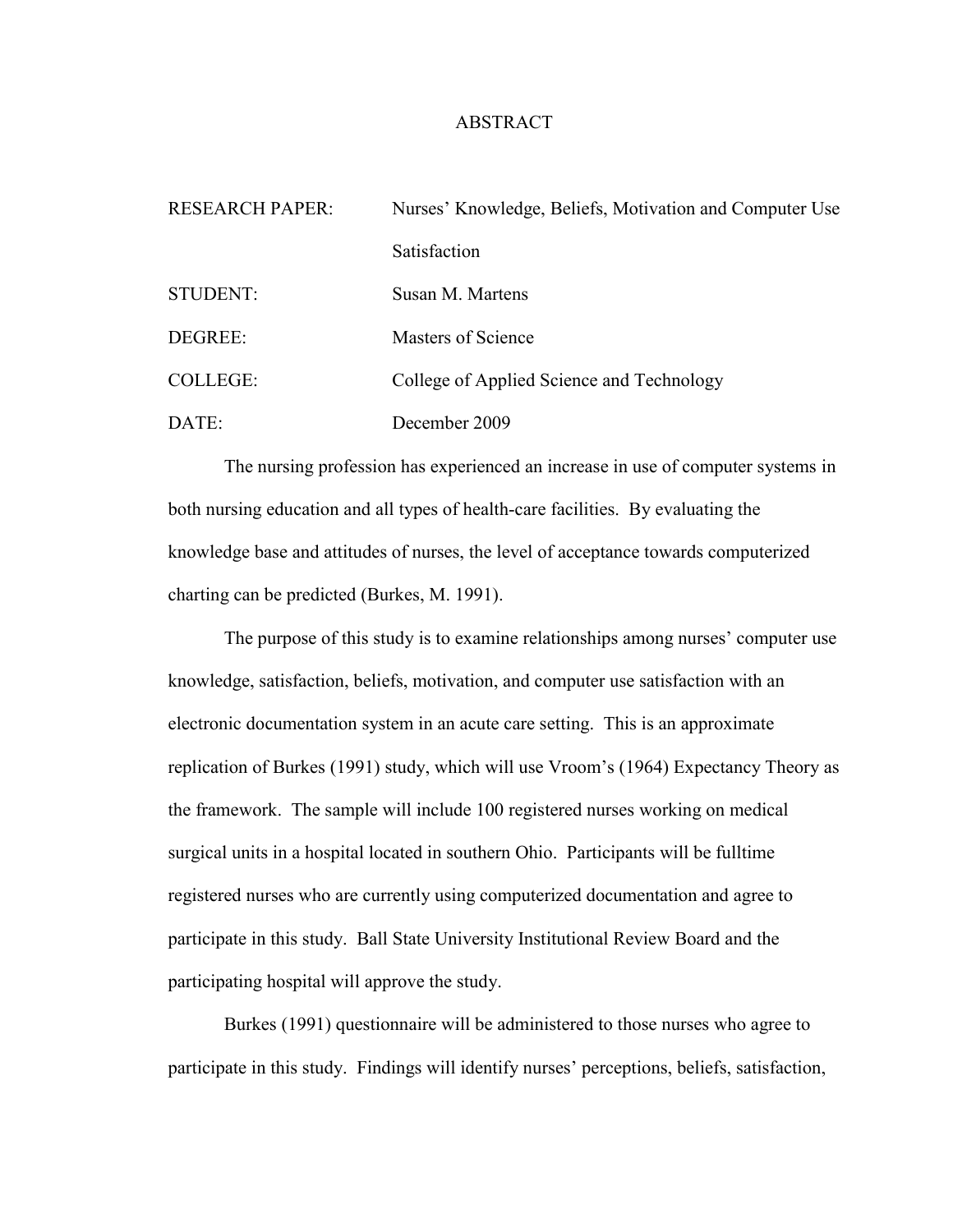# ABSTRACT

| | |
|---|---|
| RESEARCH PAPER: | Nurses' Knowledge, Beliefs, Motivation and Computer Use Satisfaction |
| STUDENT: | Susan M. Martens |
| DEGREE: | Masters of Science |
| COLLEGE: | College of Applied Science and Technology |
| DATE: | December 2009 |

The nursing profession has experienced an increase in use of computer systems in both nursing education and all types of health-care facilities. By evaluating the knowledge base and attitudes of nurses, the level of acceptance towards computerized charting can be predicted (Burkes, M. 1991).

The purpose of this study is to examine relationships among nurses' computer use knowledge, satisfaction, beliefs, motivation, and computer use satisfaction with an electronic documentation system in an acute care setting. This is an approximate replication of Burkes (1991) study, which will use Vroom's (1964) Expectancy Theory as the framework. The sample will include 100 registered nurses working on medical surgical units in a hospital located in southern Ohio. Participants will be fulltime registered nurses who are currently using computerized documentation and agree to participate in this study. Ball State University Institutional Review Board and the participating hospital will approve the study.

Burkes (1991) questionnaire will be administered to those nurses who agree to participate in this study. Findings will identify nurses' perceptions, beliefs, satisfaction,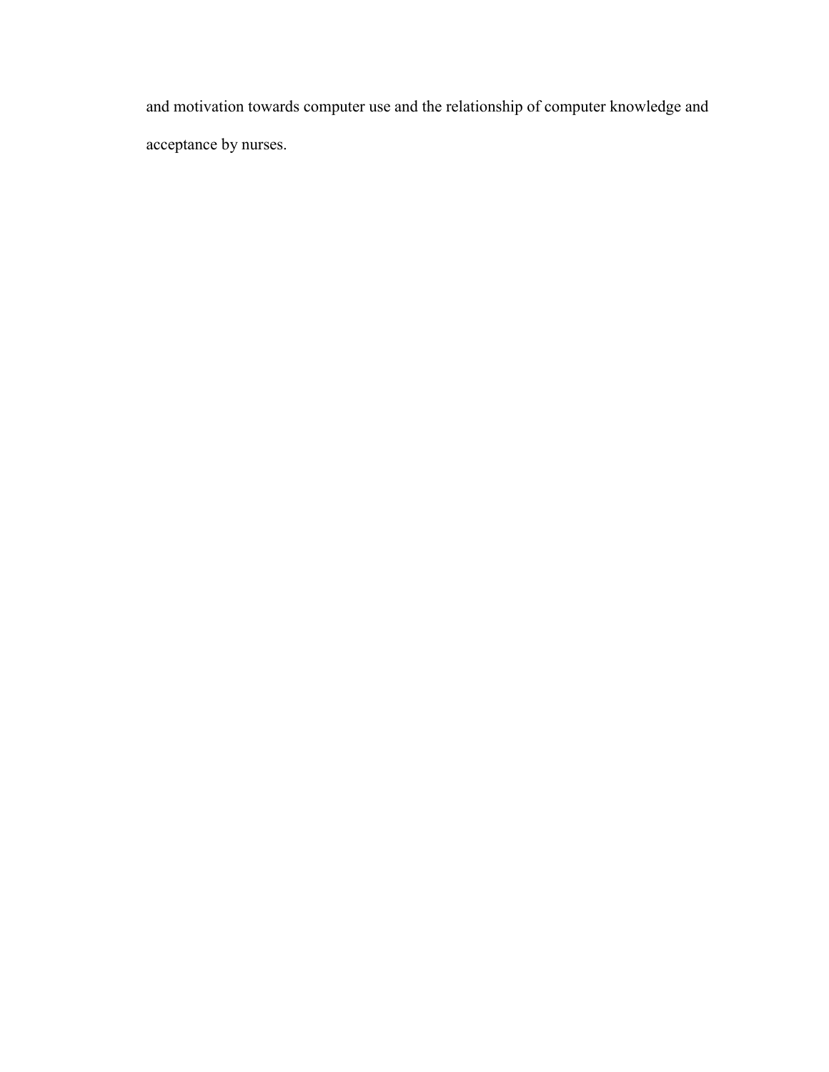and motivation towards computer use and the relationship of computer knowledge and acceptance by nurses.